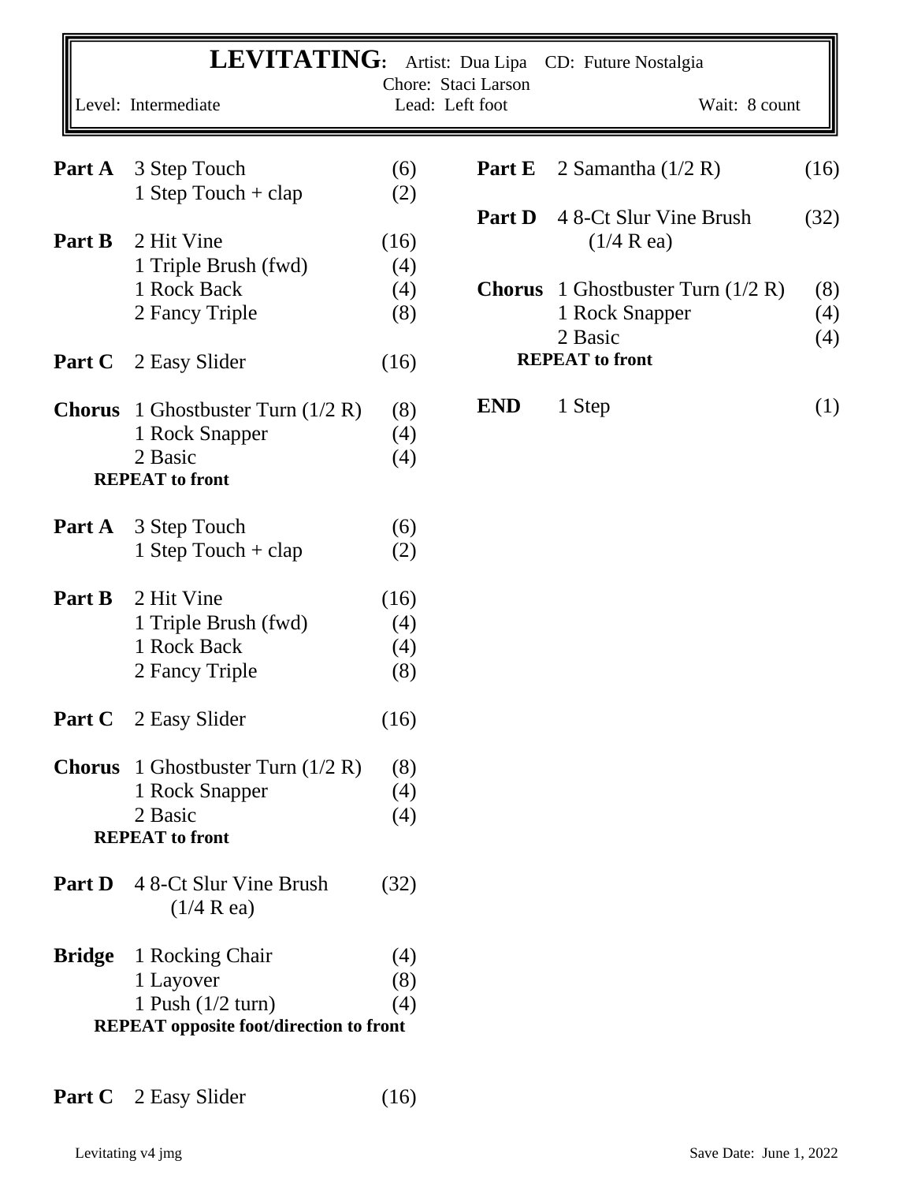# LEVITATING: Artist: Dua Lipa CD: Future Nostalgia

Chore: Staci Larson

Level: Intermediate | Lead: Left foot | Wait: 8 count

| | | |
|---|---|---|
| **Part A** | 3 Step Touch | (6) |
| | 1 Step Touch + clap | (2) |
| **Part B** | 2 Hit Vine | (16) |
| | 1 Triple Brush (fwd) | (4) |
| | 1 Rock Back | (4) |
| | 2 Fancy Triple | (8) |
| **Part C** | 2 Easy Slider | (16) |
| **Chorus** | 1 Ghostbuster Turn (1/2 R) | (8) |
| | 1 Rock Snapper | (4) |
| | 2 Basic | (4) |
| | **REPEAT to front** | |
| **Part A** | 3 Step Touch | (6) |
| | 1 Step Touch + clap | (2) |
| **Part B** | 2 Hit Vine | (16) |
| | 1 Triple Brush (fwd) | (4) |
| | 1 Rock Back | (4) |
| | 2 Fancy Triple | (8) |
| **Part C** | 2 Easy Slider | (16) |
| **Chorus** | 1 Ghostbuster Turn (1/2 R) | (8) |
| | 1 Rock Snapper | (4) |
| | 2 Basic | (4) |
| | **REPEAT to front** | |
| **Part D** | 4 8-Ct Slur Vine Brush (1/4 R ea) | (32) |
| **Bridge** | 1 Rocking Chair | (4) |
| | 1 Layover | (8) |
| | 1 Push (1/2 turn) | (4) |
| | **REPEAT opposite foot/direction to front** | |
| **Part C** | 2 Easy Slider | (16) |
| **Part E** | 2 Samantha (1/2 R) | (16) |
| **Part D** | 4 8-Ct Slur Vine Brush (1/4 R ea) | (32) |
| **Chorus** | 1 Ghostbuster Turn (1/2 R) | (8) |
| | 1 Rock Snapper | (4) |
| | 2 Basic | (4) |
| | **REPEAT to front** | |
| **END** | 1 Step | (1) |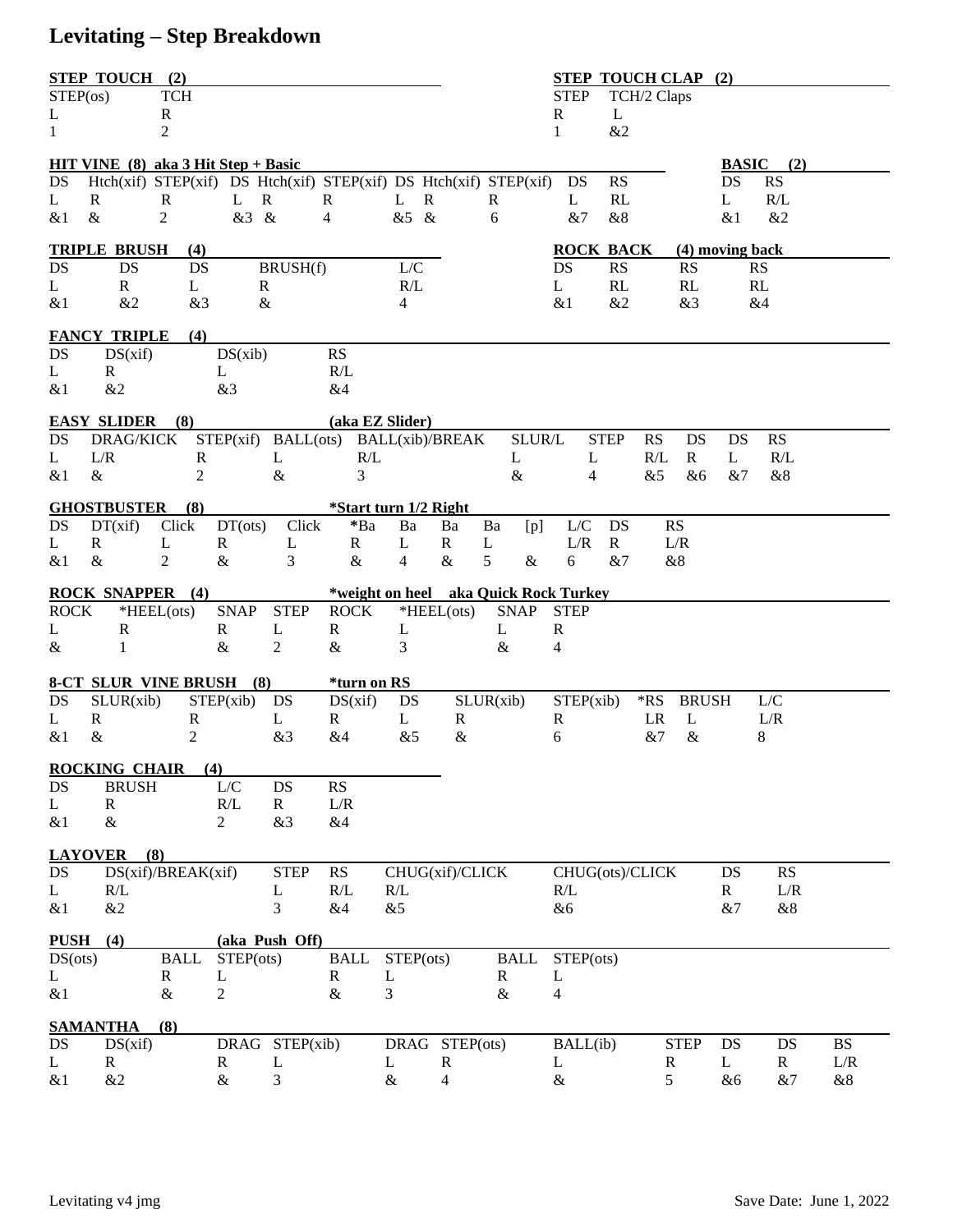# Levitating – Step Breakdown

**STEP TOUCH (2)**

| | |
|---|---|
| STEP(os) | TCH |
| L | R |
| 1 | 2 |

**STEP TOUCH CLAP (2)**

| | |
|---|---|
| STEP | TCH/2 Claps |
| R | L |
| 1 | &2 |

**HIT VINE (8) aka 3 Hit Step + Basic**

| | | | | | | | | | | | | |
|---|---|---|---|---|---|---|---|---|---|---|---|---|
| DS | Htch(xif) | STEP(xif) | DS | Htch(xif) | STEP(xif) | DS | Htch(xif) | STEP(xif) | DS | RS | | |
| L | R | R | L | R | R | L | R | R | L | RL | | |
| &1 | & | 2 | &3 | & | 4 | &5 | & | 6 | &7 | &8 | | |

**BASIC (2)**

| | |
|---|---|
| DS | RS |
| L | R/L |
| &1 | &2 |

**TRIPLE BRUSH (4)**

| | | | | |
|---|---|---|---|---|
| DS | DS | DS | BRUSH(f) | L/C |
| L | R | L | R | R/L |
| &1 | &2 | &3 | & | 4 |

**ROCK BACK (4) moving back**

| | | | |
|---|---|---|---|
| DS | RS | RS | RS |
| L | RL | RL | RL |
| &1 | &2 | &3 | &4 |

**FANCY TRIPLE (4)**

| | | | |
|---|---|---|---|
| DS | DS(xif) | DS(xib) | RS |
| L | R | L | R/L |
| &1 | &2 | &3 | &4 |

**EASY SLIDER (8)** (aka EZ Slider)

| | | | | | | | | | | |
|---|---|---|---|---|---|---|---|---|---|---|
| DS | DRAG/KICK | STEP(xif) | BALL(ots) | BALL(xib)/BREAK | SLUR/L | STEP | RS | DS | DS | RS |
| L | L/R | R | L | R/L | L | L | R/L | R | L | R/L |
| &1 | & | 2 | & | 3 | & | 4 | &5 | &6 | &7 | &8 |

**GHOSTBUSTER (8)** *Start turn 1/2 Right

| | | | | | | | | | | | | |
|---|---|---|---|---|---|---|---|---|---|---|---|---|
| DS | DT(xif) | Click | DT(ots) | Click | *Ba | Ba | Ba | Ba | [p] | L/C | DS | RS |
| L | R | L | R | L | R | L | R | L | | L/R | R | L/R |
| &1 | & | 2 | & | 3 | & | 4 | & | 5 | & | 6 | &7 | &8 |

**ROCK SNAPPER (4)** *weight on heel aka Quick Rock Turkey

| | | | | | | | |
|---|---|---|---|---|---|---|---|
| ROCK | *HEEL(ots) | SNAP | STEP | ROCK | *HEEL(ots) | SNAP | STEP |
| L | R | R | L | R | L | L | R |
| & | 1 | & | 2 | & | 3 | & | 4 |

**8-CT SLUR VINE BRUSH (8)** *turn on RS

| | | | | | | | | | | |
|---|---|---|---|---|---|---|---|---|---|---|
| DS | SLUR(xib) | STEP(xib) | DS | DS(xif) | DS | SLUR(xib) | STEP(xib) | *RS | BRUSH | L/C |
| L | R | R | L | R | L | R | R | LR | L | L/R |
| &1 | & | 2 | &3 | &4 | &5 | & | 6 | &7 | & | 8 |

**ROCKING CHAIR (4)**

| | | | | |
|---|---|---|---|---|
| DS | BRUSH | L/C | DS | RS |
| L | R | R/L | R | L/R |
| &1 | & | 2 | &3 | &4 |

**LAYOVER (8)**

| | | | | | | | |
|---|---|---|---|---|---|---|---|
| DS | DS(xif)/BREAK(xif) | STEP | RS | CHUG(xif)/CLICK | CHUG(ots)/CLICK | DS | RS |
| L | R/L | L | R/L | R/L | R/L | R | L/R |
| &1 | &2 | 3 | &4 | &5 | &6 | &7 | &8 |

**PUSH (4)** (aka Push Off)

| | | | | | | | |
|---|---|---|---|---|---|---|---|
| DS(ots) | BALL | STEP(ots) | BALL | STEP(ots) | BALL | STEP(ots) | |
| L | R | L | R | L | R | L | |
| &1 | & | 2 | & | 3 | & | 4 | |

**SAMANTHA (8)**

| | | | | | | | | | | |
|---|---|---|---|---|---|---|---|---|---|---|
| DS | DS(xif) | DRAG | STEP(xib) | DRAG | STEP(ots) | BALL(ib) | STEP | DS | DS | BS |
| L | R | R | L | L | R | L | R | L | R | L/R |
| &1 | &2 | & | 3 | & | 4 | & | 5 | &6 | &7 | &8 |

Levitating v4 jmg Save Date: June 1, 2022